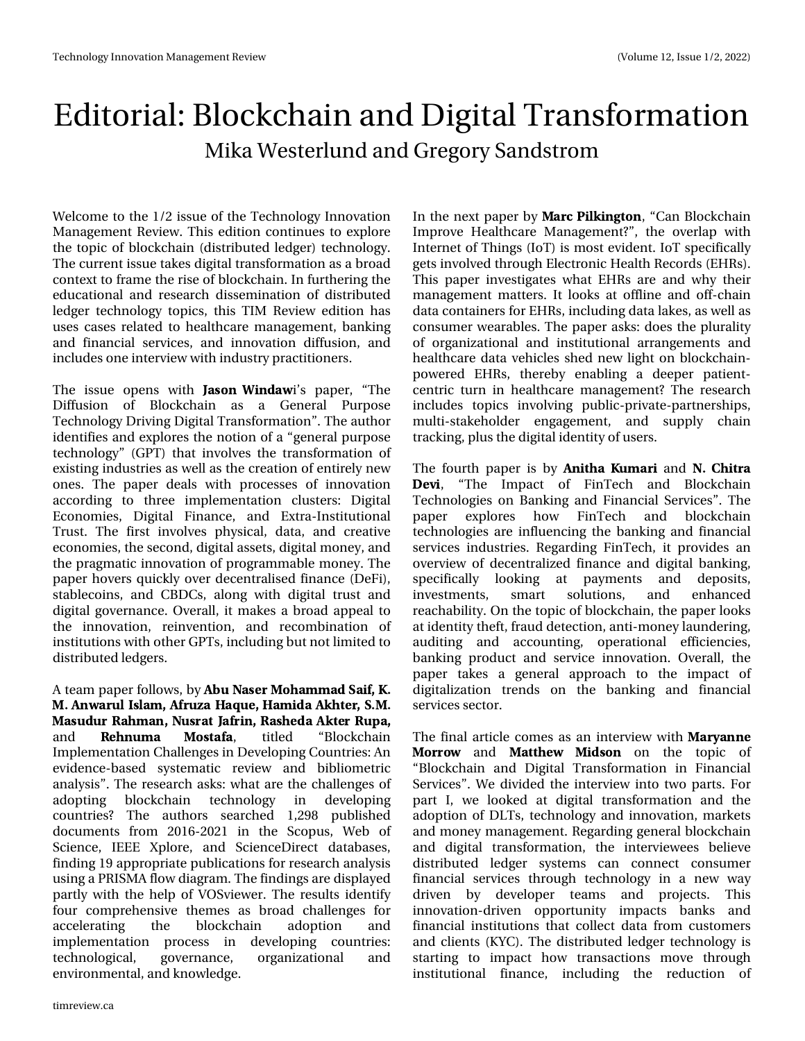# Editorial: Blockchain and Digital Transformation

Mika Westerlund and Gregory Sandstrom

Welcome to the 1/2 issue of the Technology Innovation Management Review. This edition continues to explore the topic of blockchain (distributed ledger) technology. The current issue takes digital transformation as a broad context to frame the rise of blockchain. In furthering the educational and research dissemination of distributed ledger technology topics, this TIM Review edition has uses cases related to healthcare management, banking and financial services, and innovation diffusion, and includes one interview with industry practitioners.

The issue opens with **Jason Windaw**i's paper, "The Diffusion of Blockchain as a General Purpose Technology Driving Digital Transformation". The author identifies and explores the notion of a "general purpose technology" (GPT) that involves the transformation of existing industries as well as the creation of entirely new ones. The paper deals with processes of innovation according to three implementation clusters: Digital Economies, Digital Finance, and Extra-Institutional Trust. The first involves physical, data, and creative economies, the second, digital assets, digital money, and the pragmatic innovation of programmable money. The paper hovers quickly over decentralised finance (DeFi), stablecoins, and CBDCs, along with digital trust and digital governance. Overall, it makes a broad appeal to the innovation, reinvention, and recombination of institutions with other GPTs, including but not limited to distributed ledgers.

A team paper follows, by **Abu Naser Mohammad Saif, K. M. Anwarul Islam, Afruza Haque, Hamida Akhter, S.M. Masudur Rahman, Nusrat Jafrin, Rasheda Akter Rupa,** and **Rehnuma Mostafa**, titled "Blockchain Implementation Challenges in Developing Countries: An evidence-based systematic review and bibliometric analysis". The research asks: what are the challenges of adopting blockchain technology in developing countries? The authors searched 1,298 published documents from 2016-2021 in the Scopus, Web of Science, IEEE Xplore, and ScienceDirect databases, finding 19 appropriate publications for research analysis using a PRISMA flow diagram. The findings are displayed partly with the help of VOSviewer. The results identify four comprehensive themes as broad challenges for accelerating the blockchain adoption and implementation process in developing countries: technological, governance, organizational and environmental, and knowledge.

In the next paper by **Marc Pilkington**, "Can Blockchain Improve Healthcare Management?", the overlap with Internet of Things (IoT) is most evident. IoT specifically gets involved through Electronic Health Records (EHRs). This paper investigates what EHRs are and why their management matters. It looks at offline and off-chain data containers for EHRs, including data lakes, as well as consumer wearables. The paper asks: does the plurality of organizational and institutional arrangements and healthcare data vehicles shed new light on blockchain-powered EHRs, thereby enabling a deeper patient-centric turn in healthcare management? The research includes topics involving public-private-partnerships, multi-stakeholder engagement, and supply chain tracking, plus the digital identity of users.

The fourth paper is by **Anitha Kumari** and **N. Chitra Devi**, "The Impact of FinTech and Blockchain Technologies on Banking and Financial Services". The paper explores how FinTech and blockchain technologies are influencing the banking and financial services industries. Regarding FinTech, it provides an overview of decentralized finance and digital banking, specifically looking at payments and deposits, investments, smart solutions, and enhanced reachability. On the topic of blockchain, the paper looks at identity theft, fraud detection, anti-money laundering, auditing and accounting, operational efficiencies, banking product and service innovation. Overall, the paper takes a general approach to the impact of digitalization trends on the banking and financial services sector.

The final article comes as an interview with **Maryanne Morrow** and **Matthew Midson** on the topic of "Blockchain and Digital Transformation in Financial Services". We divided the interview into two parts. For part I, we looked at digital transformation and the adoption of DLTs, technology and innovation, markets and money management. Regarding general blockchain and digital transformation, the interviewees believe distributed ledger systems can connect consumer financial services through technology in a new way driven by developer teams and projects. This innovation-driven opportunity impacts banks and financial institutions that collect data from customers and clients (KYC). The distributed ledger technology is starting to impact how transactions move through institutional finance, including the reduction of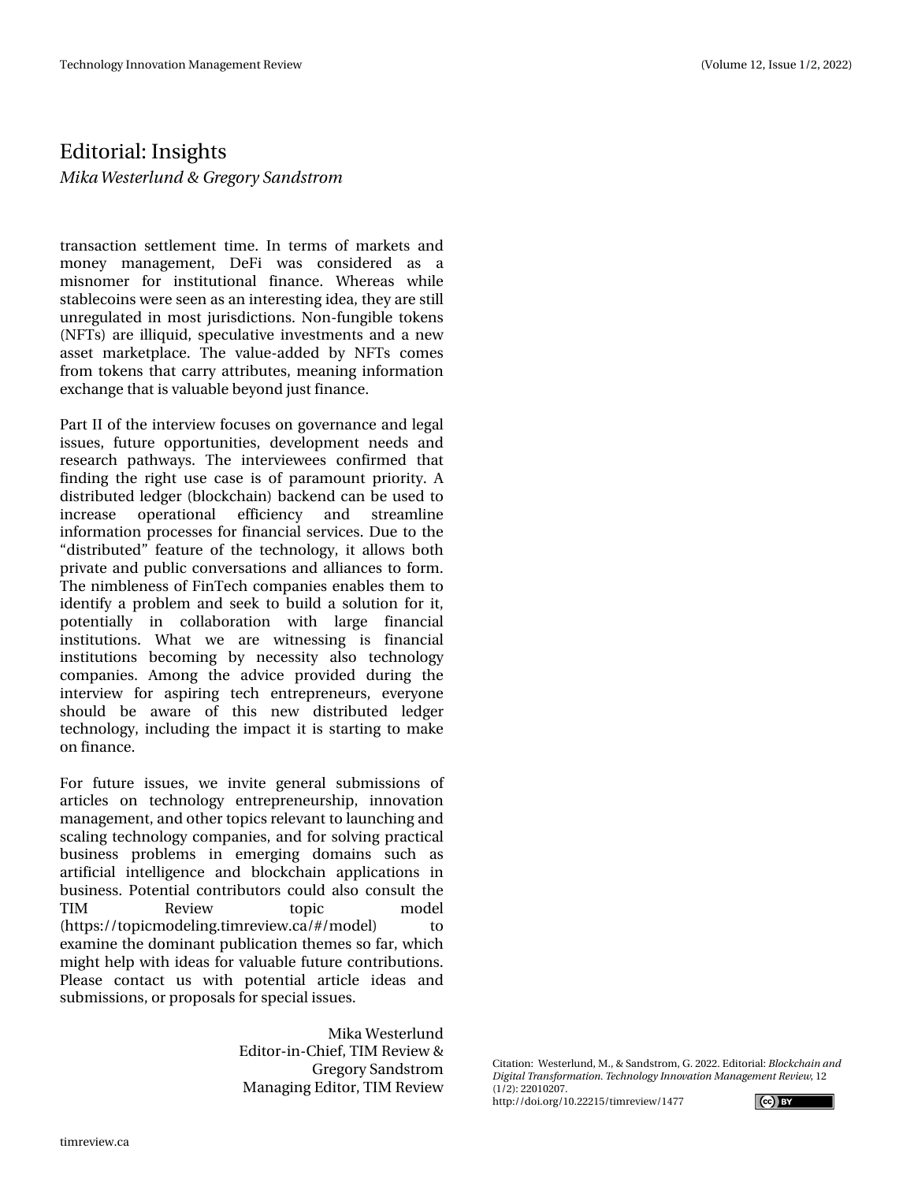# Editorial: Insights

*Mika Westerlund & Gregory Sandstrom*

transaction settlement time. In terms of markets and money management, DeFi was considered as a misnomer for institutional finance. Whereas while stablecoins were seen as an interesting idea, they are still unregulated in most jurisdictions. Non-fungible tokens (NFTs) are illiquid, speculative investments and a new asset marketplace. The value-added by NFTs comes from tokens that carry attributes, meaning information exchange that is valuable beyond just finance.

Part II of the interview focuses on governance and legal issues, future opportunities, development needs and research pathways. The interviewees confirmed that finding the right use case is of paramount priority. A distributed ledger (blockchain) backend can be used to increase operational efficiency and streamline information processes for financial services. Due to the "distributed" feature of the technology, it allows both private and public conversations and alliances to form. The nimbleness of FinTech companies enables them to identify a problem and seek to build a solution for it, potentially in collaboration with large financial institutions. What we are witnessing is financial institutions becoming by necessity also technology companies. Among the advice provided during the interview for aspiring tech entrepreneurs, everyone should be aware of this new distributed ledger technology, including the impact it is starting to make on finance.

For future issues, we invite general submissions of articles on technology entrepreneurship, innovation management, and other topics relevant to launching and scaling technology companies, and for solving practical business problems in emerging domains such as artificial intelligence and blockchain applications in business. Potential contributors could also consult the TIM Review topic model (https://topicmodeling.timreview.ca/#/model) to examine the dominant publication themes so far, which might help with ideas for valuable future contributions. Please contact us with potential article ideas and submissions, or proposals for special issues.

Mika Westerlund
Editor-in-Chief, TIM Review &
Gregory Sandstrom
Managing Editor, TIM Review

Citation: Westerlund, M., & Sandstrom, G. 2022. Editorial: *Blockchain and Digital Transformation. Technology Innovation Management Review*, 12 (1/2): 22010207.
http://doi.org/10.22215/timreview/1477